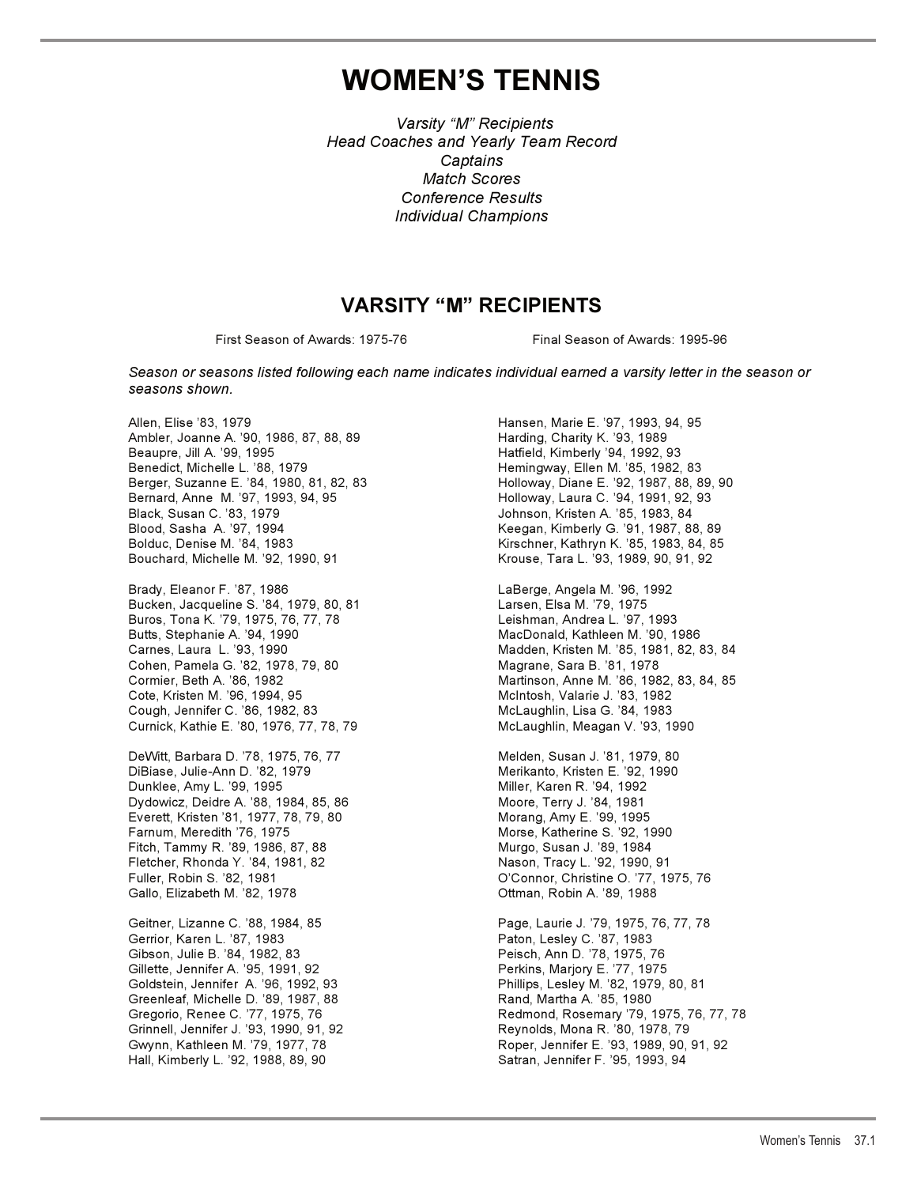# WOMEN'S TENNIS

*Varsity "M" Recipients*
*Head Coaches and Yearly Team Record*
*Captains*
*Match Scores*
*Conference Results*
*Individual Champions*

## VARSITY "M" RECIPIENTS

First Season of Awards: 1975-76    Final Season of Awards: 1995-96

*Season or seasons listed following each name indicates individual earned a varsity letter in the season or seasons shown.*

Allen, Elise '83, 1979
Ambler, Joanne A. '90, 1986, 87, 88, 89
Beaupre, Jill A. '99, 1995
Benedict, Michelle L. '88, 1979
Berger, Suzanne E. '84, 1980, 81, 82, 83
Bernard, Anne M. '97, 1993, 94, 95
Black, Susan C. '83, 1979
Blood, Sasha A. '97, 1994
Bolduc, Denise M. '84, 1983
Bouchard, Michelle M. '92, 1990, 91

Brady, Eleanor F. '87, 1986
Bucken, Jacqueline S. '84, 1979, 80, 81
Buros, Tona K. '79, 1975, 76, 77, 78
Butts, Stephanie A. '94, 1990
Carnes, Laura L. '93, 1990
Cohen, Pamela G. '82, 1978, 79, 80
Cormier, Beth A. '86, 1982
Cote, Kristen M. '96, 1994, 95
Cough, Jennifer C. '86, 1982, 83
Curnick, Kathie E. '80, 1976, 77, 78, 79

DeWitt, Barbara D. '78, 1975, 76, 77
DiBiase, Julie-Ann D. '82, 1979
Dunklee, Amy L. '99, 1995
Dydowicz, Deidre A. '88, 1984, 85, 86
Everett, Kristen '81, 1977, 78, 79, 80
Farnum, Meredith '76, 1975
Fitch, Tammy R. '89, 1986, 87, 88
Fletcher, Rhonda Y. '84, 1981, 82
Fuller, Robin S. '82, 1981
Gallo, Elizabeth M. '82, 1978

Geitner, Lizanne C. '88, 1984, 85
Gerrior, Karen L. '87, 1983
Gibson, Julie B. '84, 1982, 83
Gillette, Jennifer A. '95, 1991, 92
Goldstein, Jennifer A. '96, 1992, 93
Greenleaf, Michelle D. '89, 1987, 88
Gregorio, Renee C. '77, 1975, 76
Grinnell, Jennifer J. '93, 1990, 91, 92
Gwynn, Kathleen M. '79, 1977, 78
Hall, Kimberly L. '92, 1988, 89, 90

Hansen, Marie E. '97, 1993, 94, 95
Harding, Charity K. '93, 1989
Hatfield, Kimberly '94, 1992, 93
Hemingway, Ellen M. '85, 1982, 83
Holloway, Diane E. '92, 1987, 88, 89, 90
Holloway, Laura C. '94, 1991, 92, 93
Johnson, Kristen A. '85, 1983, 84
Keegan, Kimberly G. '91, 1987, 88, 89
Kirschner, Kathryn K. '85, 1983, 84, 85
Krouse, Tara L. '93, 1989, 90, 91, 92

LaBerge, Angela M. '96, 1992
Larsen, Elsa M. '79, 1975
Leishman, Andrea L. '97, 1993
MacDonald, Kathleen M. '90, 1986
Madden, Kristen M. '85, 1981, 82, 83, 84
Magrane, Sara B. '81, 1978
Martinson, Anne M. '86, 1982, 83, 84, 85
McIntosh, Valarie J. '83, 1982
McLaughlin, Lisa G. '84, 1983
McLaughlin, Meagan V. '93, 1990

Melden, Susan J. '81, 1979, 80
Merikanto, Kristen E. '92, 1990
Miller, Karen R. '94, 1992
Moore, Terry J. '84, 1981
Morang, Amy E. '99, 1995
Morse, Katherine S. '92, 1990
Murgo, Susan J. '89, 1984
Nason, Tracy L. '92, 1990, 91
O'Connor, Christine O. '77, 1975, 76
Ottman, Robin A. '89, 1988

Page, Laurie J. '79, 1975, 76, 77, 78
Paton, Lesley C. '87, 1983
Peisch, Ann D. '78, 1975, 76
Perkins, Marjory E. '77, 1975
Phillips, Lesley M. '82, 1979, 80, 81
Rand, Martha A. '85, 1980
Redmond, Rosemary '79, 1975, 76, 77, 78
Reynolds, Mona R. '80, 1978, 79
Roper, Jennifer E. '93, 1989, 90, 91, 92
Satran, Jennifer F. '95, 1993, 94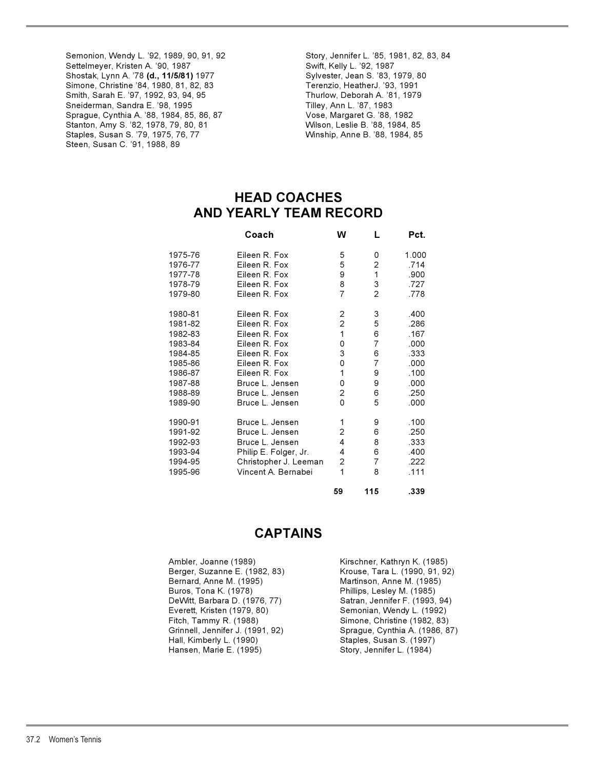Semonion, Wendy L. '92, 1989, 90, 91, 92
Settelmeyer, Kristen A. '90, 1987
Shostak, Lynn A. '78 **(d., 11/5/81)** 1977
Simone, Christine '84, 1980, 81, 82, 83
Smith, Sarah E. '97, 1992, 93, 94, 95
Sneiderman, Sandra E. '98, 1995
Sprague, Cynthia A. '88, 1984, 85, 86, 87
Stanton, Amy S. '82, 1978, 79, 80, 81
Staples, Susan S. '79, 1975, 76, 77
Steen, Susan C. '91, 1988, 89
Story, Jennifer L. '85, 1981, 82, 83, 84
Swift, Kelly L. '92, 1987
Sylvester, Jean S. '83, 1979, 80
Terenzio, HeatherJ. '93, 1991
Thurlow, Deborah A. '81, 1979
Tilley, Ann L. '87, 1983
Vose, Margaret G. '88, 1982
Wilson, Leslie B. '88, 1984, 85
Winship, Anne B. '88, 1984, 85

## HEAD COACHES AND YEARLY TEAM RECORD

| | Coach | W | L | Pct. |
|---|---|---|---|---|
| 1975-76 | Eileen R. Fox | 5 | 0 | 1.000 |
| 1976-77 | Eileen R. Fox | 5 | 2 | .714 |
| 1977-78 | Eileen R. Fox | 9 | 1 | .900 |
| 1978-79 | Eileen R. Fox | 8 | 3 | .727 |
| 1979-80 | Eileen R. Fox | 7 | 2 | .778 |
| 1980-81 | Eileen R. Fox | 2 | 3 | .400 |
| 1981-82 | Eileen R. Fox | 2 | 5 | .286 |
| 1982-83 | Eileen R. Fox | 1 | 6 | .167 |
| 1983-84 | Eileen R. Fox | 0 | 7 | .000 |
| 1984-85 | Eileen R. Fox | 3 | 6 | .333 |
| 1985-86 | Eileen R. Fox | 0 | 7 | .000 |
| 1986-87 | Eileen R. Fox | 1 | 9 | .100 |
| 1987-88 | Bruce L. Jensen | 0 | 9 | .000 |
| 1988-89 | Bruce L. Jensen | 2 | 6 | .250 |
| 1989-90 | Bruce L. Jensen | 0 | 5 | .000 |
| 1990-91 | Bruce L. Jensen | 1 | 9 | .100 |
| 1991-92 | Bruce L. Jensen | 2 | 6 | .250 |
| 1992-93 | Bruce L. Jensen | 4 | 8 | .333 |
| 1993-94 | Philip E. Folger, Jr. | 4 | 6 | .400 |
| 1994-95 | Christopher J. Leeman | 2 | 7 | .222 |
| 1995-96 | Vincent A. Bernabei | 1 | 8 | .111 |
| | | **59** | **115** | **.339** |

## CAPTAINS

Ambler, Joanne (1989)
Berger, Suzanne E. (1982, 83)
Bernard, Anne M. (1995)
Buros, Tona K. (1978)
DeWitt, Barbara D. (1976, 77)
Everett, Kristen (1979, 80)
Fitch, Tammy R. (1988)
Grinnell, Jennifer J. (1991, 92)
Hall, Kimberly L. (1990)
Hansen, Marie E. (1995)
Kirschner, Kathryn K. (1985)
Krouse, Tara L. (1990, 91, 92)
Martinson, Anne M. (1985)
Phillips, Lesley M. (1985)
Satran, Jennifer F. (1993, 94)
Semonian, Wendy L. (1992)
Simone, Christine (1982, 83)
Sprague, Cynthia A. (1986, 87)
Staples, Susan S. (1997)
Story, Jennifer L. (1984)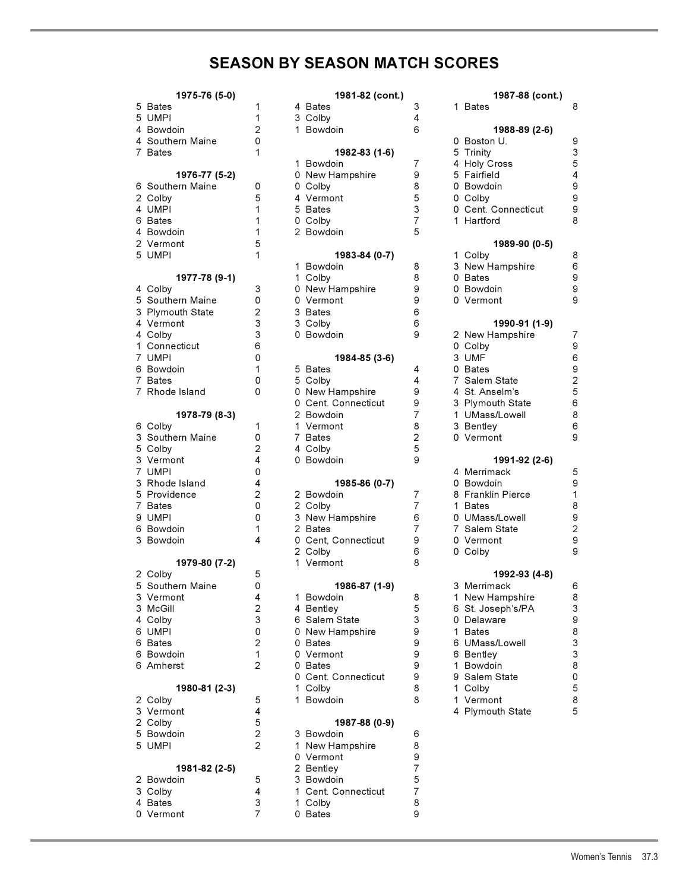# SEASON BY SEASON MATCH SCORES

**1975-76 (5-0)**

| | | |
|---|---|---|
| 5 | Bates | 1 |
| 5 | UMPI | 1 |
| 4 | Bowdoin | 2 |
| 4 | Southern Maine | 0 |
| 7 | Bates | 1 |

**1976-77 (5-2)**

| | | |
|---|---|---|
| 6 | Southern Maine | 0 |
| 2 | Colby | 5 |
| 4 | UMPI | 1 |
| 6 | Bates | 1 |
| 4 | Bowdoin | 1 |
| 2 | Vermont | 5 |
| 5 | UMPI | 1 |

**1977-78 (9-1)**

| | | |
|---|---|---|
| 4 | Colby | 3 |
| 5 | Southern Maine | 0 |
| 3 | Plymouth State | 2 |
| 4 | Vermont | 3 |
| 4 | Colby | 3 |
| 1 | Connecticut | 6 |
| 7 | UMPI | 0 |
| 6 | Bowdoin | 1 |
| 7 | Bates | 0 |
| 7 | Rhode Island | 0 |

**1978-79 (8-3)**

| | | |
|---|---|---|
| 6 | Colby | 1 |
| 3 | Southern Maine | 0 |
| 5 | Colby | 2 |
| 3 | Vermont | 4 |
| 7 | UMPI | 0 |
| 3 | Rhode Island | 4 |
| 5 | Providence | 2 |
| 7 | Bates | 0 |
| 9 | UMPI | 0 |
| 6 | Bowdoin | 1 |
| 3 | Bowdoin | 4 |

**1979-80 (7-2)**

| | | |
|---|---|---|
| 2 | Colby | 5 |
| 5 | Southern Maine | 0 |
| 3 | Vermont | 4 |
| 3 | McGill | 2 |
| 4 | Colby | 3 |
| 6 | UMPI | 0 |
| 6 | Bates | 2 |
| 6 | Bowdoin | 1 |
| 6 | Amherst | 2 |

**1980-81 (2-3)**

| | | |
|---|---|---|
| 2 | Colby | 5 |
| 3 | Vermont | 4 |
| 2 | Colby | 5 |
| 5 | Bowdoin | 2 |
| 5 | UMPI | 2 |

**1981-82 (2-5)**

| | | |
|---|---|---|
| 2 | Bowdoin | 5 |
| 3 | Colby | 4 |
| 4 | Bates | 3 |
| 0 | Vermont | 7 |

**1981-82 (cont.)**

| | | |
|---|---|---|
| 4 | Bates | 3 |
| 3 | Colby | 4 |
| 1 | Bowdoin | 6 |

**1982-83 (1-6)**

| | | |
|---|---|---|
| 1 | Bowdoin | 7 |
| 0 | New Hampshire | 9 |
| 0 | Colby | 8 |
| 4 | Vermont | 5 |
| 5 | Bates | 3 |
| 0 | Colby | 7 |
| 2 | Bowdoin | 5 |

**1983-84 (0-7)**

| | | |
|---|---|---|
| 1 | Bowdoin | 8 |
| 1 | Colby | 8 |
| 0 | New Hampshire | 9 |
| 0 | Vermont | 9 |
| 3 | Bates | 6 |
| 3 | Colby | 6 |
| 0 | Bowdoin | 9 |

**1984-85 (3-6)**

| | | |
|---|---|---|
| 5 | Bates | 4 |
| 5 | Colby | 4 |
| 0 | New Hampshire | 9 |
| 0 | Cent. Connecticut | 9 |
| 2 | Bowdoin | 7 |
| 1 | Vermont | 8 |
| 7 | Bates | 2 |
| 4 | Colby | 5 |
| 0 | Bowdoin | 9 |

**1985-86 (0-7)**

| | | |
|---|---|---|
| 2 | Bowdoin | 7 |
| 2 | Colby | 7 |
| 3 | New Hampshire | 6 |
| 2 | Bates | 7 |
| 0 | Cent, Connecticut | 9 |
| 2 | Colby | 6 |
| 1 | Vermont | 8 |

**1986-87 (1-9)**

| | | |
|---|---|---|
| 1 | Bowdoin | 8 |
| 4 | Bentley | 5 |
| 6 | Salem State | 3 |
| 0 | New Hampshire | 9 |
| 0 | Bates | 9 |
| 0 | Vermont | 9 |
| 0 | Bates | 9 |
| 0 | Cent. Connecticut | 9 |
| 1 | Colby | 8 |
| 1 | Bowdoin | 8 |

**1987-88 (0-9)**

| | | |
|---|---|---|
| 3 | Bowdoin | 6 |
| 1 | New Hampshire | 8 |
| 0 | Vermont | 9 |
| 2 | Bentley | 7 |
| 3 | Bowdoin | 5 |
| 1 | Cent. Connecticut | 7 |
| 1 | Colby | 8 |
| 0 | Bates | 9 |

**1987-88 (cont.)**

| | | |
|---|---|---|
| 1 | Bates | 8 |

**1988-89 (2-6)**

| | | |
|---|---|---|
| 0 | Boston U. | 9 |
| 5 | Trinity | 3 |
| 4 | Holy Cross | 5 |
| 5 | Fairfield | 4 |
| 0 | Bowdoin | 9 |
| 0 | Colby | 9 |
| 0 | Cent. Connecticut | 9 |
| 1 | Hartford | 8 |

**1989-90 (0-5)**

| | | |
|---|---|---|
| 1 | Colby | 8 |
| 3 | New Hampshire | 6 |
| 0 | Bates | 9 |
| 0 | Bowdoin | 9 |
| 0 | Vermont | 9 |

**1990-91 (1-9)**

| | | |
|---|---|---|
| 2 | New Hampshire | 7 |
| 0 | Colby | 9 |
| 3 | UMF | 6 |
| 0 | Bates | 9 |
| 7 | Salem State | 2 |
| 4 | St. Anselm's | 5 |
| 3 | Plymouth State | 6 |
| 1 | UMass/Lowell | 8 |
| 3 | Bentley | 6 |
| 0 | Vermont | 9 |

**1991-92 (2-6)**

| | | |
|---|---|---|
| 4 | Merrimack | 5 |
| 0 | Bowdoin | 9 |
| 8 | Franklin Pierce | 1 |
| 1 | Bates | 8 |
| 0 | UMass/Lowell | 9 |
| 7 | Salem State | 2 |
| 0 | Vermont | 9 |
| 0 | Colby | 9 |

**1992-93 (4-8)**

| | | |
|---|---|---|
| 3 | Merrimack | 6 |
| 1 | New Hampshire | 8 |
| 6 | St. Joseph's/PA | 3 |
| 0 | Delaware | 9 |
| 1 | Bates | 8 |
| 6 | UMass/Lowell | 3 |
| 6 | Bentley | 3 |
| 1 | Bowdoin | 8 |
| 9 | Salem State | 0 |
| 1 | Colby | 5 |
| 1 | Vermont | 8 |
| 4 | Plymouth State | 5 |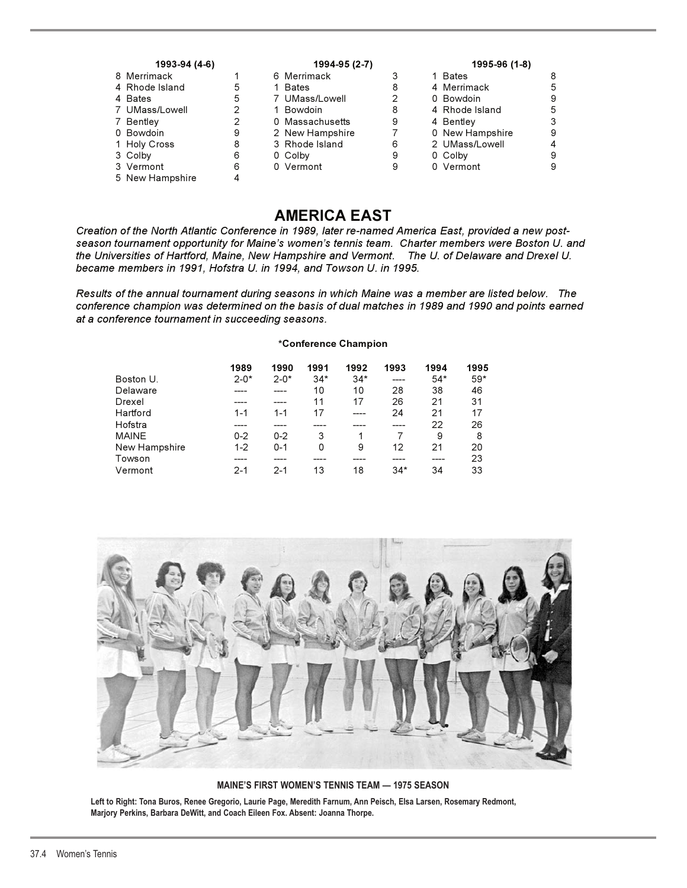**1993-94 (4-6)**

| | |
|---|---|
| 8 Merrimack | 1 |
| 4 Rhode Island | 5 |
| 4 Bates | 5 |
| 7 UMass/Lowell | 2 |
| 7 Bentley | 2 |
| 0 Bowdoin | 9 |
| 1 Holy Cross | 8 |
| 3 Colby | 6 |
| 3 Vermont | 6 |
| 5 New Hampshire | 4 |

**1994-95 (2-7)**

| | |
|---|---|
| 6 Merrimack | 3 |
| 1 Bates | 8 |
| 7 UMass/Lowell | 2 |
| 1 Bowdoin | 8 |
| 0 Massachusetts | 9 |
| 2 New Hampshire | 7 |
| 3 Rhode Island | 6 |
| 0 Colby | 9 |
| 0 Vermont | 9 |

**1995-96 (1-8)**

| | |
|---|---|
| 1 Bates | 8 |
| 4 Merrimack | 5 |
| 0 Bowdoin | 9 |
| 4 Rhode Island | 5 |
| 4 Bentley | 3 |
| 0 New Hampshire | 9 |
| 2 UMass/Lowell | 4 |
| 0 Colby | 9 |
| 0 Vermont | 9 |

## AMERICA EAST

*Creation of the North Atlantic Conference in 1989, later re-named America East, provided a new post-season tournament opportunity for Maine's women's tennis team. Charter members were Boston U. and the Universities of Hartford, Maine, New Hampshire and Vermont. The U. of Delaware and Drexel U. became members in 1991, Hofstra U. in 1994, and Towson U. in 1995.*

*Results of the annual tournament during seasons in which Maine was a member are listed below. The conference champion was determined on the basis of dual matches in 1989 and 1990 and points earned at a conference tournament in succeeding seasons.*

**\*Conference Champion**

| | 1989 | 1990 | 1991 | 1992 | 1993 | 1994 | 1995 |
|---|---|---|---|---|---|---|---|
| Boston U. | 2-0* | 2-0* | 34* | 34* | ---- | 54* | 59* |
| Delaware | ---- | ---- | 10 | 10 | 28 | 38 | 46 |
| Drexel | ---- | ---- | 11 | 17 | 26 | 21 | 31 |
| Hartford | 1-1 | 1-1 | 17 | ---- | 24 | 21 | 17 |
| Hofstra | ---- | ---- | ---- | ---- | ---- | 22 | 26 |
| MAINE | 0-2 | 0-2 | 3 | 1 | 7 | 9 | 8 |
| New Hampshire | 1-2 | 0-1 | 0 | 9 | 12 | 21 | 20 |
| Towson | ---- | ---- | ---- | ---- | ---- | ---- | 23 |
| Vermont | 2-1 | 2-1 | 13 | 18 | 34* | 34 | 33 |

**MAINE'S FIRST WOMEN'S TENNIS TEAM — 1975 SEASON**

**Left to Right: Tona Buros, Renee Gregorio, Laurie Page, Meredith Farnum, Ann Peisch, Elsa Larsen, Rosemary Redmont, Marjory Perkins, Barbara DeWitt, and Coach Eileen Fox. Absent: Joanna Thorpe.**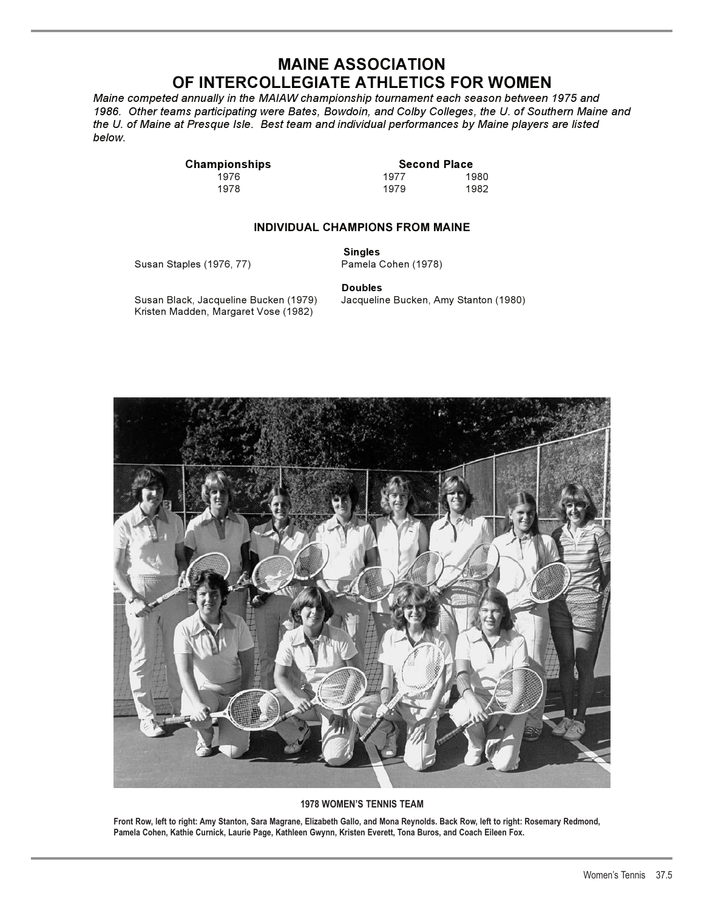# MAINE ASSOCIATION OF INTERCOLLEGIATE ATHLETICS FOR WOMEN

*Maine competed annually in the MAIAW championship tournament each season between 1975 and 1986. Other teams participating were Bates, Bowdoin, and Colby Colleges, the U. of Southern Maine and the U. of Maine at Presque Isle. Best team and individual performances by Maine players are listed below.*

| Championships | Second Place | |
|---|---|---|
| 1976 | 1977 | 1980 |
| 1978 | 1979 | 1982 |

### INDIVIDUAL CHAMPIONS FROM MAINE

**Singles**

Susan Staples (1976, 77)
Pamela Cohen (1978)

**Doubles**

Susan Black, Jacqueline Bucken (1979)
Kristen Madden, Margaret Vose (1982)
Jacqueline Bucken, Amy Stanton (1980)

**1978 WOMEN'S TENNIS TEAM**

**Front Row, left to right: Amy Stanton, Sara Magrane, Elizabeth Gallo, and Mona Reynolds. Back Row, left to right: Rosemary Redmond, Pamela Cohen, Kathie Curnick, Laurie Page, Kathleen Gwynn, Kristen Everett, Tona Buros, and Coach Eileen Fox.**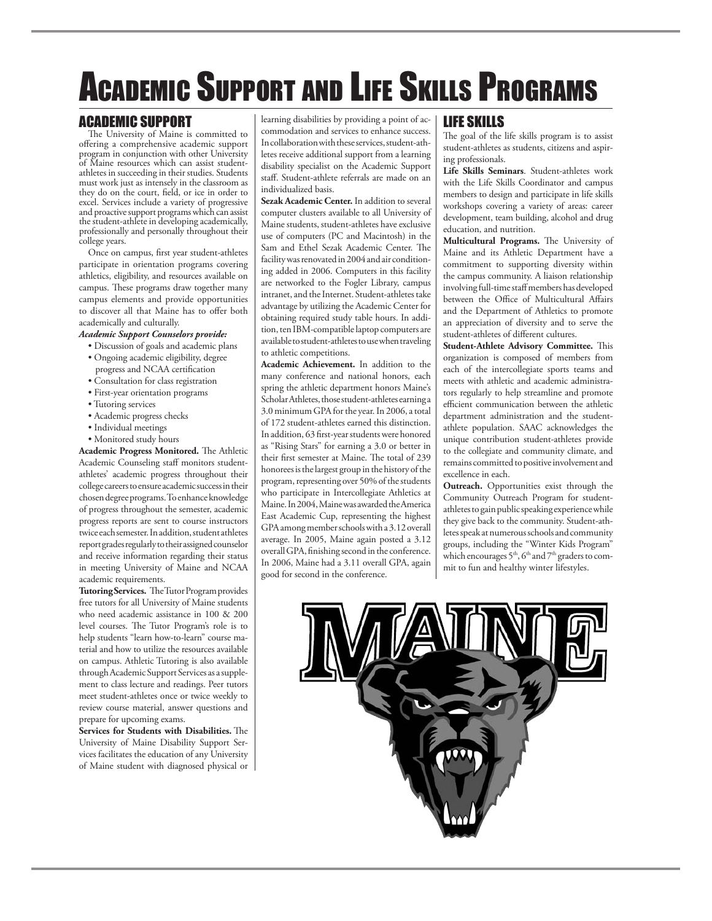# Academic Support and Life Skills Programs

## ACADEMIC SUPPORT

The University of Maine is committed to offering a comprehensive academic support program in conjunction with other University of Maine resources which can assist student-athletes in succeeding in their studies. Students must work just as intensely in the classroom as they do on the court, field, or ice in order to excel. Services include a variety of progressive and proactive support programs which can assist the student-athlete in developing academically, professionally and personally throughout their college years.

Once on campus, first year student-athletes participate in orientation programs covering athletics, eligibility, and resources available on campus. These programs draw together many campus elements and provide opportunities to discover all that Maine has to offer both academically and culturally.

***Academic Support Counselors provide:***

- Discussion of goals and academic plans
- Ongoing academic eligibility, degree progress and NCAA certification
- Consultation for class registration
- First-year orientation programs
- Tutoring services
- Academic progress checks
- Individual meetings
- Monitored study hours

**Academic Progress Monitored.** The Athletic Academic Counseling staff monitors student-athletes' academic progress throughout their college careers to ensure academic success in their chosen degree programs. To enhance knowledge of progress throughout the semester, academic progress reports are sent to course instructors twice each semester. In addition, student athletes report grades regularly to their assigned counselor and receive information regarding their status in meeting University of Maine and NCAA academic requirements.

**Tutoring Services.** The Tutor Program provides free tutors for all University of Maine students who need academic assistance in 100 & 200 level courses. The Tutor Program's role is to help students "learn how-to-learn" course material and how to utilize the resources available on campus. Athletic Tutoring is also available through Academic Support Services as a supplement to class lecture and readings. Peer tutors meet student-athletes once or twice weekly to review course material, answer questions and prepare for upcoming exams.

**Services for Students with Disabilities.** The University of Maine Disability Support Services facilitates the education of any University of Maine student with diagnosed physical or learning disabilities by providing a point of accommodation and services to enhance success. In collaboration with these services, student-athletes receive additional support from a learning disability specialist on the Academic Support staff. Student-athlete referrals are made on an individualized basis.

**Sezak Academic Center.** In addition to several computer clusters available to all University of Maine students, student-athletes have exclusive use of computers (PC and Macintosh) in the Sam and Ethel Sezak Academic Center. The facility was renovated in 2004 and air conditioning added in 2006. Computers in this facility are networked to the Fogler Library, campus intranet, and the Internet. Student-athletes take advantage by utilizing the Academic Center for obtaining required study table hours. In addition, ten IBM-compatible laptop computers are available to student-athletes to use when traveling to athletic competitions.

**Academic Achievement.** In addition to the many conference and national honors, each spring the athletic department honors Maine's Scholar Athletes, those student-athletes earning a 3.0 minimum GPA for the year. In 2006, a total of 172 student-athletes earned this distinction. In addition, 63 first-year students were honored as "Rising Stars" for earning a 3.0 or better in their first semester at Maine. The total of 239 honorees is the largest group in the history of the program, representing over 50% of the students who participate in Intercollegiate Athletics at Maine. In 2004, Maine was awarded the America East Academic Cup, representing the highest GPA among member schools with a 3.12 overall average. In 2005, Maine again posted a 3.12 overall GPA, finishing second in the conference. In 2006, Maine had a 3.11 overall GPA, again good for second in the conference.

## LIFE SKILLS

The goal of the life skills program is to assist student-athletes as students, citizens and aspiring professionals.

**Life Skills Seminars**. Student-athletes work with the Life Skills Coordinator and campus members to design and participate in life skills workshops covering a variety of areas: career development, team building, alcohol and drug education, and nutrition.

**Multicultural Programs.** The University of Maine and its Athletic Department have a commitment to supporting diversity within the campus community. A liaison relationship involving full-time staff members has developed between the Office of Multicultural Affairs and the Department of Athletics to promote an appreciation of diversity and to serve the student-athletes of different cultures.

**Student-Athlete Advisory Committee.** This organization is composed of members from each of the intercollegiate sports teams and meets with athletic and academic administrators regularly to help streamline and promote efficient communication between the athletic department administration and the student-athlete population. SAAC acknowledges the unique contribution student-athletes provide to the collegiate and community climate, and remains committed to positive involvement and excellence in each.

**Outreach.** Opportunities exist through the Community Outreach Program for student-athletes to gain public speaking experience while they give back to the community. Student-athletes speak at numerous schools and community groups, including the "Winter Kids Program" which encourages 5th, 6th and 7th graders to commit to fun and healthy winter lifestyles.